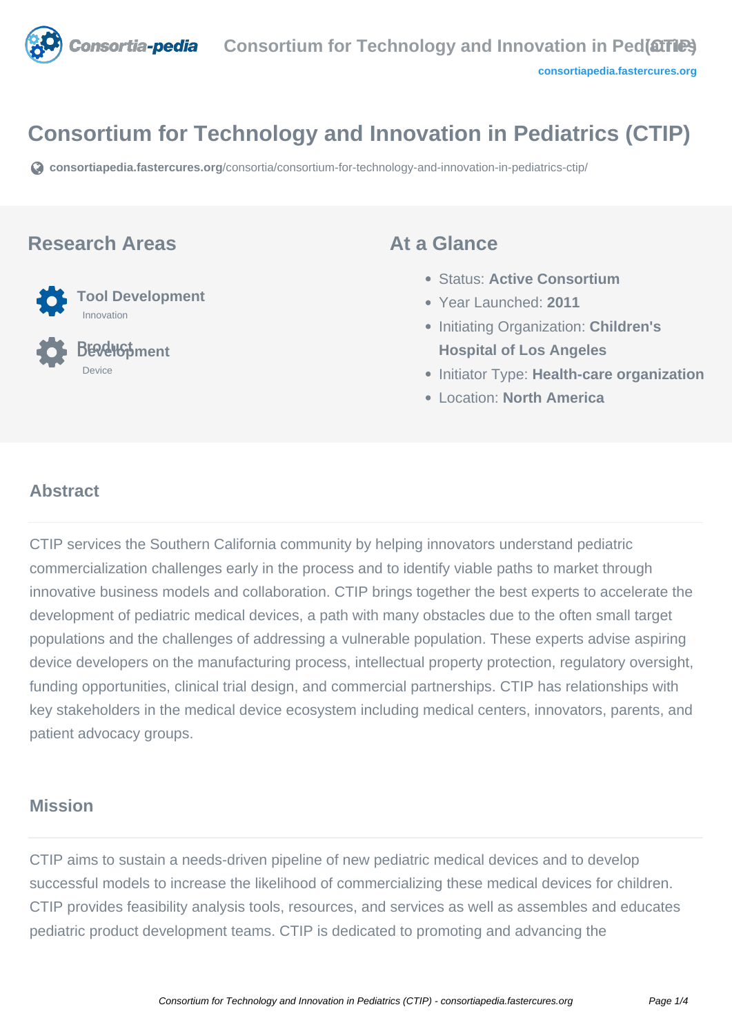# Consortium for Technology and Innovation in Pediatrics (CTIP)

consortiapedia.fastercures.org/consortia/consortium-for-technology-and-innovation-in-pediatrics-ctip/

## Research Areas

**Tool Development**
Innovation

**Product Development**
Device

## At a Glance

- Status: **Active Consortium**
- Year Launched: **2011**
- Initiating Organization: **Children's Hospital of Los Angeles**
- Initiator Type: **Health-care organization**
- Location: **North America**

## Abstract

CTIP services the Southern California community by helping innovators understand pediatric commercialization challenges early in the process and to identify viable paths to market through innovative business models and collaboration. CTIP brings together the best experts to accelerate the development of pediatric medical devices, a path with many obstacles due to the often small target populations and the challenges of addressing a vulnerable population. These experts advise aspiring device developers on the manufacturing process, intellectual property protection, regulatory oversight, funding opportunities, clinical trial design, and commercial partnerships. CTIP has relationships with key stakeholders in the medical device ecosystem including medical centers, innovators, parents, and patient advocacy groups.

## Mission

CTIP aims to sustain a needs-driven pipeline of new pediatric medical devices and to develop successful models to increase the likelihood of commercializing these medical devices for children. CTIP provides feasibility analysis tools, resources, and services as well as assembles and educates pediatric product development teams. CTIP is dedicated to promoting and advancing the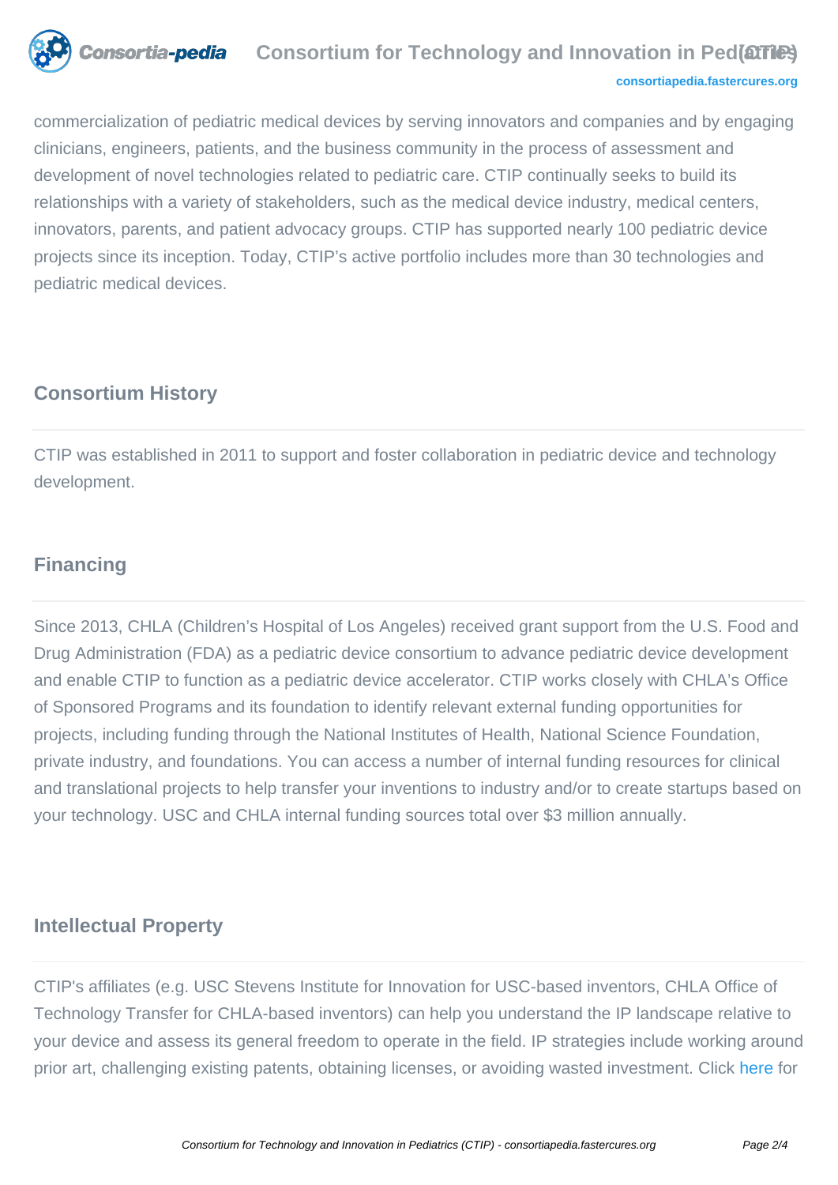commercialization of pediatric medical devices by serving innovators and companies and by engaging clinicians, engineers, patients, and the business community in the process of assessment and development of novel technologies related to pediatric care. CTIP continually seeks to build its relationships with a variety of stakeholders, such as the medical device industry, medical centers, innovators, parents, and patient advocacy groups. CTIP has supported nearly 100 pediatric device projects since its inception. Today, CTIP's active portfolio includes more than 30 technologies and pediatric medical devices.

## Consortium History

CTIP was established in 2011 to support and foster collaboration in pediatric device and technology development.

## Financing

Since 2013, CHLA (Children's Hospital of Los Angeles) received grant support from the U.S. Food and Drug Administration (FDA) as a pediatric device consortium to advance pediatric device development and enable CTIP to function as a pediatric device accelerator. CTIP works closely with CHLA's Office of Sponsored Programs and its foundation to identify relevant external funding opportunities for projects, including funding through the National Institutes of Health, National Science Foundation, private industry, and foundations. You can access a number of internal funding resources for clinical and translational projects to help transfer your inventions to industry and/or to create startups based on your technology. USC and CHLA internal funding sources total over $3 million annually.

## Intellectual Property

CTIP's affiliates (e.g. USC Stevens Institute for Innovation for USC-based inventors, CHLA Office of Technology Transfer for CHLA-based inventors) can help you understand the IP landscape relative to your device and assess its general freedom to operate in the field. IP strategies include working around prior art, challenging existing patents, obtaining licenses, or avoiding wasted investment. Click here for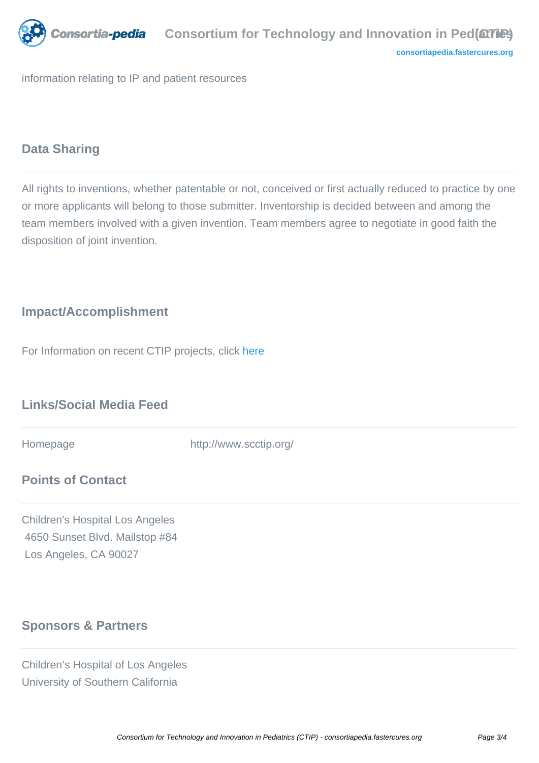information relating to IP and patient resources

## Data Sharing

All rights to inventions, whether patentable or not, conceived or first actually reduced to practice by one or more applicants will belong to those submitter. Inventorship is decided between and among the team members involved with a given invention. Team members agree to negotiate in good faith the disposition of joint invention.

## Impact/Accomplishment

For Information on recent CTIP projects, click here

## Links/Social Media Feed

| Homepage | http://www.scctip.org/ |
| --- | --- |

## Points of Contact

Children's Hospital Los Angeles
4650 Sunset Blvd. Mailstop #84
Los Angeles, CA 90027

## Sponsors & Partners

Children's Hospital of Los Angeles
University of Southern California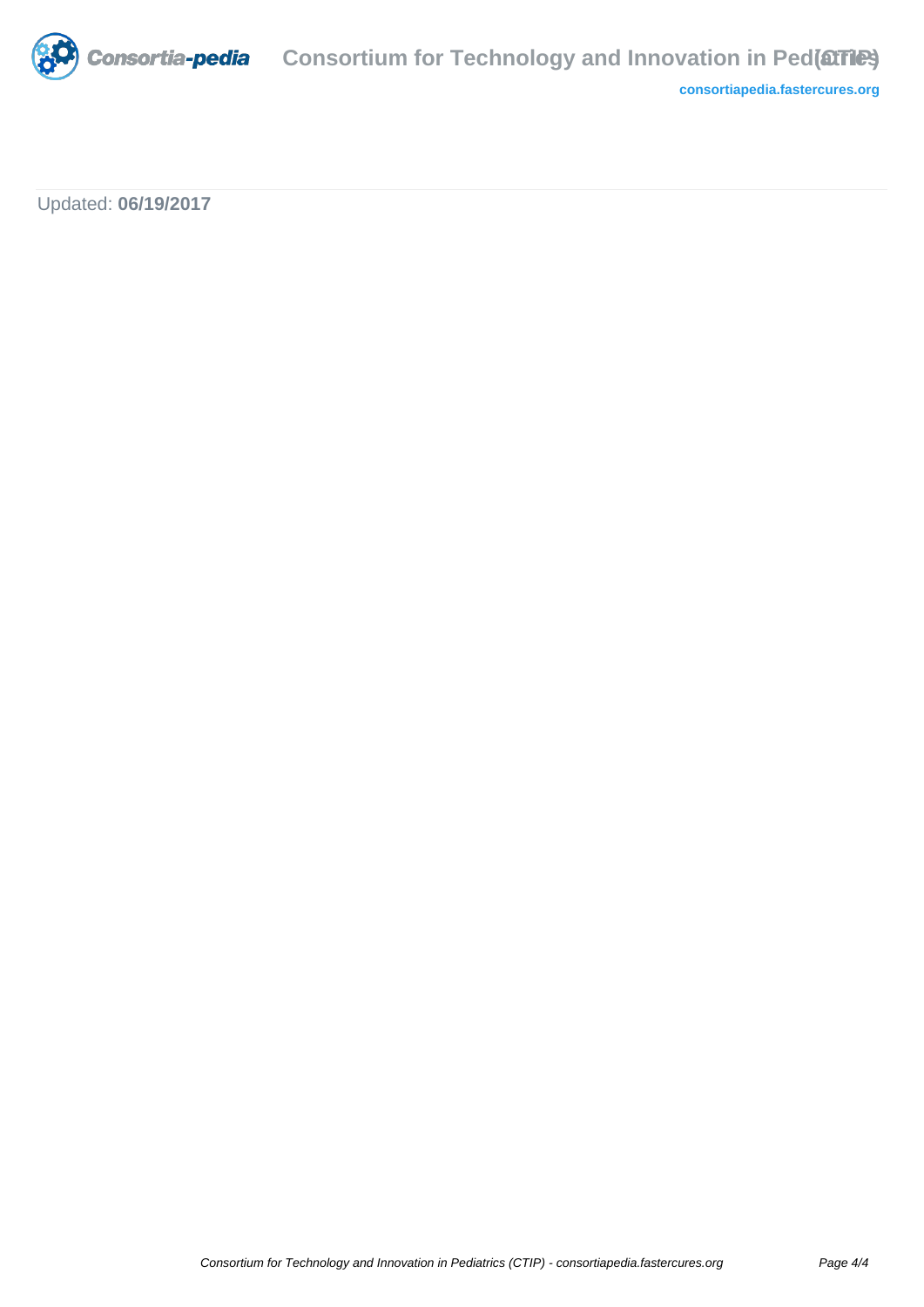Updated: **06/19/2017**